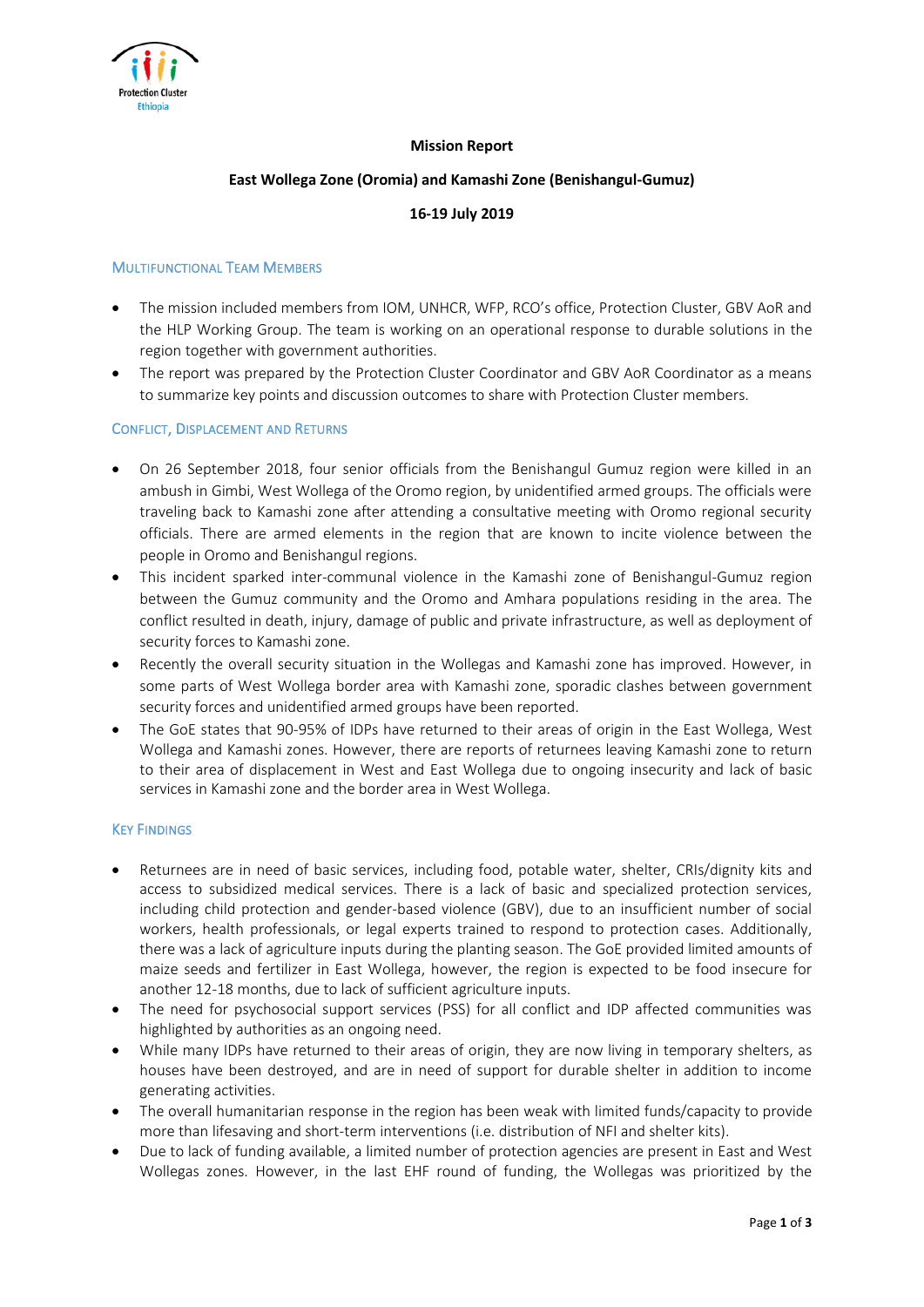**Mission Report**

**East Wollega Zone (Oromia) and Kamashi Zone (Benishangul-Gumuz)**

**16-19 July 2019**

## Multifunctional Team Members

- The mission included members from IOM, UNHCR, WFP, RCO's office, Protection Cluster, GBV AoR and the HLP Working Group. The team is working on an operational response to durable solutions in the region together with government authorities.
- The report was prepared by the Protection Cluster Coordinator and GBV AoR Coordinator as a means to summarize key points and discussion outcomes to share with Protection Cluster members.

## Conflict, Displacement and Returns

- On 26 September 2018, four senior officials from the Benishangul Gumuz region were killed in an ambush in Gimbi, West Wollega of the Oromo region, by unidentified armed groups. The officials were traveling back to Kamashi zone after attending a consultative meeting with Oromo regional security officials. There are armed elements in the region that are known to incite violence between the people in Oromo and Benishangul regions.
- This incident sparked inter-communal violence in the Kamashi zone of Benishangul-Gumuz region between the Gumuz community and the Oromo and Amhara populations residing in the area. The conflict resulted in death, injury, damage of public and private infrastructure, as well as deployment of security forces to Kamashi zone.
- Recently the overall security situation in the Wollegas and Kamashi zone has improved. However, in some parts of West Wollega border area with Kamashi zone, sporadic clashes between government security forces and unidentified armed groups have been reported.
- The GoE states that 90-95% of IDPs have returned to their areas of origin in the East Wollega, West Wollega and Kamashi zones. However, there are reports of returnees leaving Kamashi zone to return to their area of displacement in West and East Wollega due to ongoing insecurity and lack of basic services in Kamashi zone and the border area in West Wollega.

## Key Findings

- Returnees are in need of basic services, including food, potable water, shelter, CRIs/dignity kits and access to subsidized medical services. There is a lack of basic and specialized protection services, including child protection and gender-based violence (GBV), due to an insufficient number of social workers, health professionals, or legal experts trained to respond to protection cases. Additionally, there was a lack of agriculture inputs during the planting season. The GoE provided limited amounts of maize seeds and fertilizer in East Wollega, however, the region is expected to be food insecure for another 12-18 months, due to lack of sufficient agriculture inputs.
- The need for psychosocial support services (PSS) for all conflict and IDP affected communities was highlighted by authorities as an ongoing need.
- While many IDPs have returned to their areas of origin, they are now living in temporary shelters, as houses have been destroyed, and are in need of support for durable shelter in addition to income generating activities.
- The overall humanitarian response in the region has been weak with limited funds/capacity to provide more than lifesaving and short-term interventions (i.e. distribution of NFI and shelter kits).
- Due to lack of funding available, a limited number of protection agencies are present in East and West Wollegas zones. However, in the last EHF round of funding, the Wollegas was prioritized by the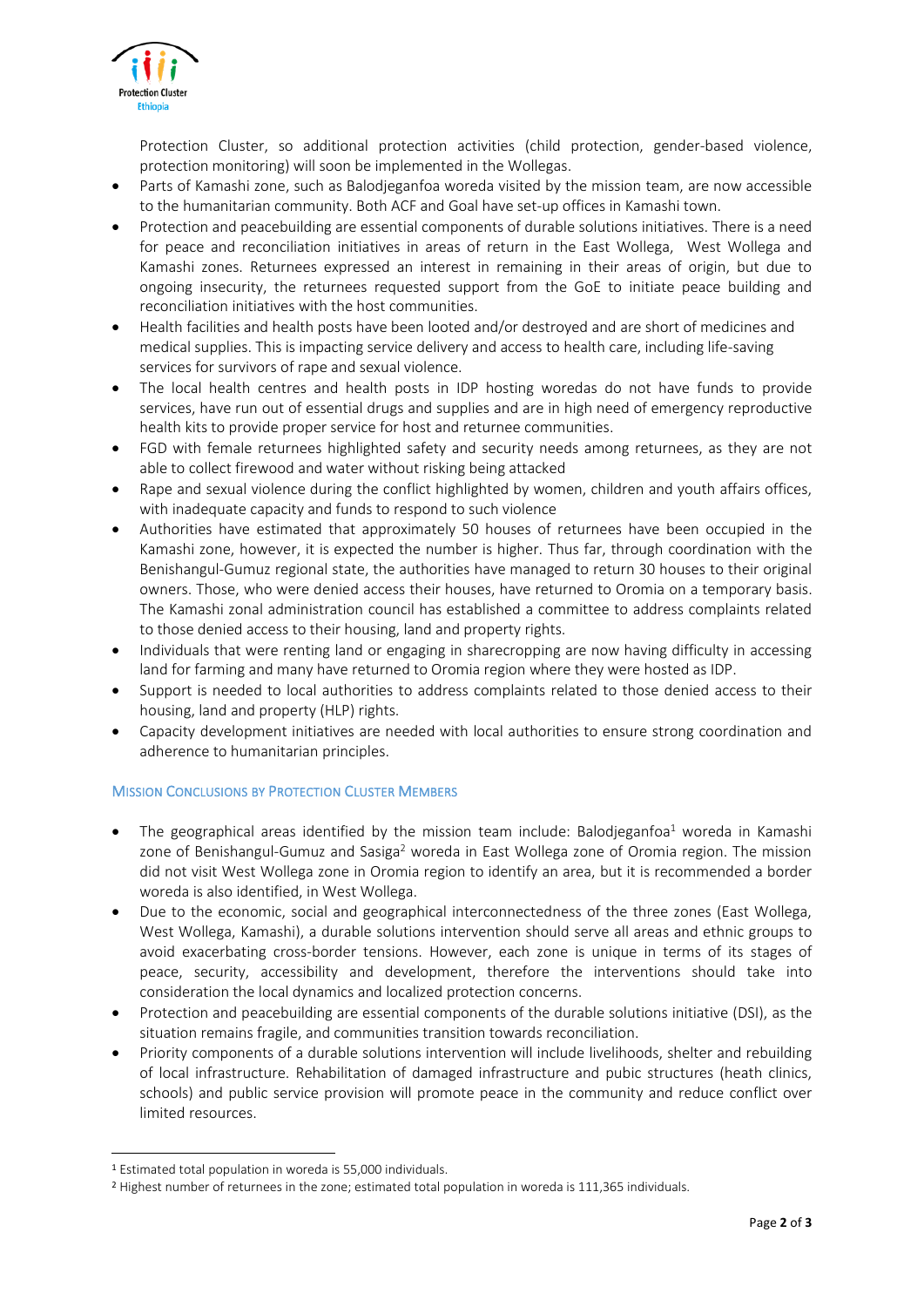Protection Cluster, so additional protection activities (child protection, gender-based violence, protection monitoring) will soon be implemented in the Wollegas.

- Parts of Kamashi zone, such as Balodjeganfoa woreda visited by the mission team, are now accessible to the humanitarian community. Both ACF and Goal have set-up offices in Kamashi town.
- Protection and peacebuilding are essential components of durable solutions initiatives. There is a need for peace and reconciliation initiatives in areas of return in the East Wollega, West Wollega and Kamashi zones. Returnees expressed an interest in remaining in their areas of origin, but due to ongoing insecurity, the returnees requested support from the GoE to initiate peace building and reconciliation initiatives with the host communities.
- Health facilities and health posts have been looted and/or destroyed and are short of medicines and medical supplies. This is impacting service delivery and access to health care, including life-saving services for survivors of rape and sexual violence.
- The local health centres and health posts in IDP hosting woredas do not have funds to provide services, have run out of essential drugs and supplies and are in high need of emergency reproductive health kits to provide proper service for host and returnee communities.
- FGD with female returnees highlighted safety and security needs among returnees, as they are not able to collect firewood and water without risking being attacked
- Rape and sexual violence during the conflict highlighted by women, children and youth affairs offices, with inadequate capacity and funds to respond to such violence
- Authorities have estimated that approximately 50 houses of returnees have been occupied in the Kamashi zone, however, it is expected the number is higher. Thus far, through coordination with the Benishangul-Gumuz regional state, the authorities have managed to return 30 houses to their original owners. Those, who were denied access their houses, have returned to Oromia on a temporary basis. The Kamashi zonal administration council has established a committee to address complaints related to those denied access to their housing, land and property rights.
- Individuals that were renting land or engaging in sharecropping are now having difficulty in accessing land for farming and many have returned to Oromia region where they were hosted as IDP.
- Support is needed to local authorities to address complaints related to those denied access to their housing, land and property (HLP) rights.
- Capacity development initiatives are needed with local authorities to ensure strong coordination and adherence to humanitarian principles.

## Mission Conclusions by Protection Cluster Members

- The geographical areas identified by the mission team include: Balodjeganfoa[1] woreda in Kamashi zone of Benishangul-Gumuz and Sasiga[2] woreda in East Wollega zone of Oromia region. The mission did not visit West Wollega zone in Oromia region to identify an area, but it is recommended a border woreda is also identified, in West Wollega.
- Due to the economic, social and geographical interconnectedness of the three zones (East Wollega, West Wollega, Kamashi), a durable solutions intervention should serve all areas and ethnic groups to avoid exacerbating cross-border tensions. However, each zone is unique in terms of its stages of peace, security, accessibility and development, therefore the interventions should take into consideration the local dynamics and localized protection concerns.
- Protection and peacebuilding are essential components of the durable solutions initiative (DSI), as the situation remains fragile, and communities transition towards reconciliation.
- Priority components of a durable solutions intervention will include livelihoods, shelter and rebuilding of local infrastructure. Rehabilitation of damaged infrastructure and pubic structures (heath clinics, schools) and public service provision will promote peace in the community and reduce conflict over limited resources.

---

[1] Estimated total population in woreda is 55,000 individuals.

[2] Highest number of returnees in the zone; estimated total population in woreda is 111,365 individuals.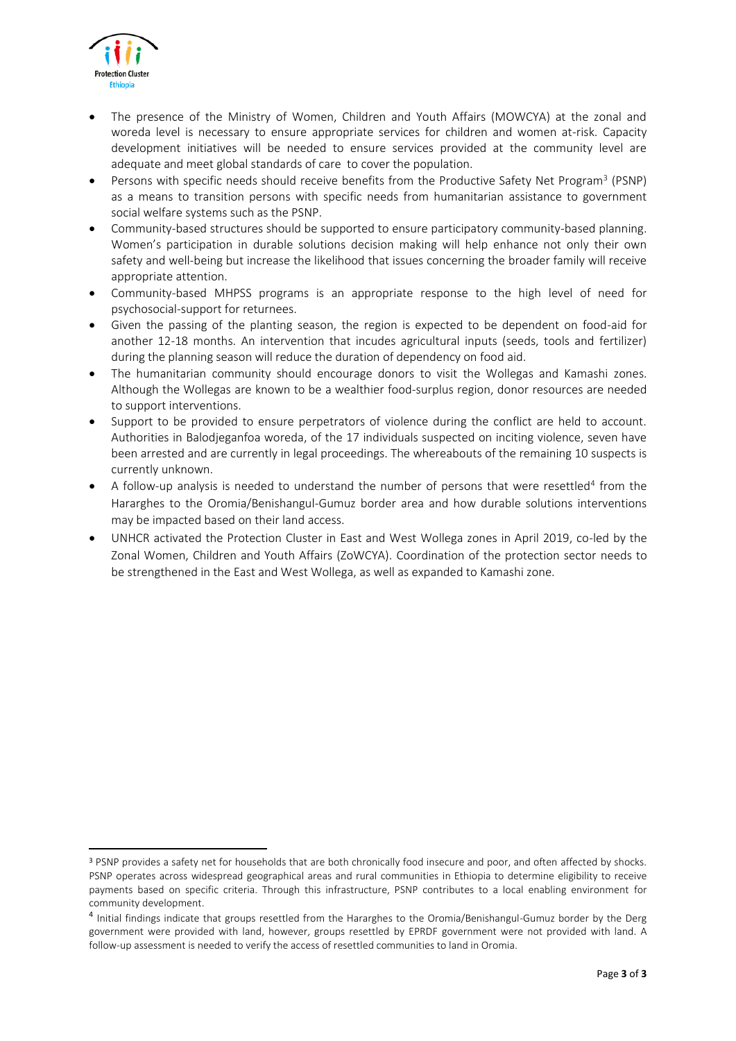- The presence of the Ministry of Women, Children and Youth Affairs (MOWCYA) at the zonal and woreda level is necessary to ensure appropriate services for children and women at-risk. Capacity development initiatives will be needed to ensure services provided at the community level are adequate and meet global standards of care to cover the population.
- Persons with specific needs should receive benefits from the Productive Safety Net Program[3] (PSNP) as a means to transition persons with specific needs from humanitarian assistance to government social welfare systems such as the PSNP.
- Community-based structures should be supported to ensure participatory community-based planning. Women's participation in durable solutions decision making will help enhance not only their own safety and well-being but increase the likelihood that issues concerning the broader family will receive appropriate attention.
- Community-based MHPSS programs is an appropriate response to the high level of need for psychosocial-support for returnees.
- Given the passing of the planting season, the region is expected to be dependent on food-aid for another 12-18 months. An intervention that incudes agricultural inputs (seeds, tools and fertilizer) during the planning season will reduce the duration of dependency on food aid.
- The humanitarian community should encourage donors to visit the Wollegas and Kamashi zones. Although the Wollegas are known to be a wealthier food-surplus region, donor resources are needed to support interventions.
- Support to be provided to ensure perpetrators of violence during the conflict are held to account. Authorities in Balodjeganfoa woreda, of the 17 individuals suspected on inciting violence, seven have been arrested and are currently in legal proceedings. The whereabouts of the remaining 10 suspects is currently unknown.
- A follow-up analysis is needed to understand the number of persons that were resettled[4] from the Hararghes to the Oromia/Benishangul-Gumuz border area and how durable solutions interventions may be impacted based on their land access.
- UNHCR activated the Protection Cluster in East and West Wollega zones in April 2019, co-led by the Zonal Women, Children and Youth Affairs (ZoWCYA). Coordination of the protection sector needs to be strengthened in the East and West Wollega, as well as expanded to Kamashi zone.

---

[3] PSNP provides a safety net for households that are both chronically food insecure and poor, and often affected by shocks. PSNP operates across widespread geographical areas and rural communities in Ethiopia to determine eligibility to receive payments based on specific criteria. Through this infrastructure, PSNP contributes to a local enabling environment for community development.

[4] Initial findings indicate that groups resettled from the Hararghes to the Oromia/Benishangul-Gumuz border by the Derg government were provided with land, however, groups resettled by EPRDF government were not provided with land. A follow-up assessment is needed to verify the access of resettled communities to land in Oromia.